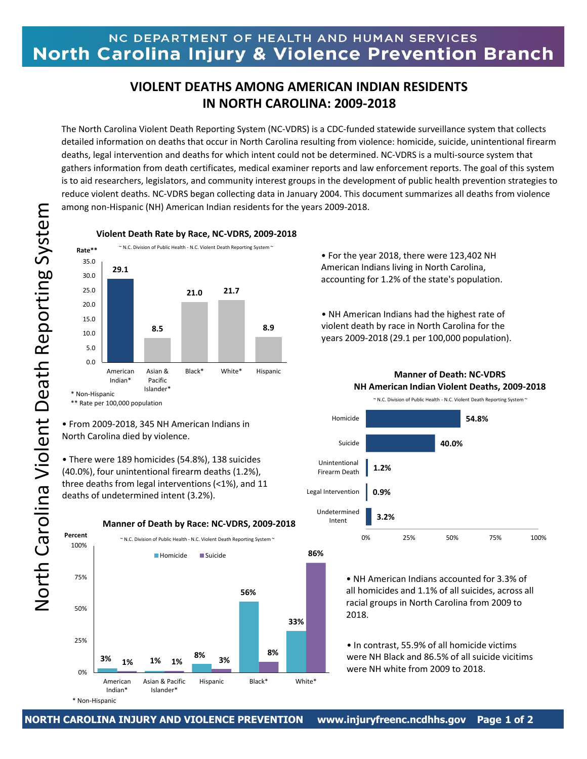NC DEPARTMENT OF HEALTH AND HUMAN SERVICES

# North Carolina Injury & Violence Prevention Branch

## VIOLENT DEATHS AMONG AMERICAN INDIAN RESIDENTS IN NORTH CAROLINA: 2009-2018

The North Carolina Violent Death Reporting System (NC-VDRS) is a CDC-funded statewide surveillance system that collects detailed information on deaths that occur in North Carolina resulting from violence: homicide, suicide, unintentional firearm deaths, legal intervention and deaths for which intent could not be determined. NC-VDRS is a multi-source system that gathers information from death certificates, medical examiner reports and law enforcement reports. The goal of this system is to aid researchers, legislators, and community interest groups in the development of public health prevention strategies to reduce violent deaths. NC-VDRS began collecting data in January 2004. This document summarizes all deaths from violence among non-Hispanic (NH) American Indian residents for the years 2009-2018.

### Violent Death Rate by Race, NC-VDRS, 2009-2018

~ N.C. Division of Public Health - N.C. Violent Death Reporting System ~

| Race | Rate** |
|---|---|
| American Indian* | 29.1 |
| Asian & Pacific Islander* | 8.5 |
| Black* | 21.0 |
| White* | 21.7 |
| Hispanic | 8.9 |

\* Non-Hispanic
\*\* Rate per 100,000 population

- For the year 2018, there were 123,402 NH American Indians living in North Carolina, accounting for 1.2% of the state's population.
- NH American Indians had the highest rate of violent death by race in North Carolina for the years 2009-2018 (29.1 per 100,000 population).
- From 2009-2018, 345 NH American Indians in North Carolina died by violence.
- There were 189 homicides (54.8%), 138 suicides (40.0%), four unintentional firearm deaths (1.2%), three deaths from legal interventions (<1%), and 11 deaths of undetermined intent (3.2%).

### Manner of Death: NC-VDRS NH American Indian Violent Deaths, 2009-2018

~ N.C. Division of Public Health - N.C. Violent Death Reporting System ~

| Manner of Death | Percent |
|---|---|
| Homicide | 54.8% |
| Suicide | 40.0% |
| Unintentional Firearm Death | 1.2% |
| Legal Intervention | 0.9% |
| Undetermined Intent | 3.2% |

### Manner of Death by Race: NC-VDRS, 2009-2018

~ N.C. Division of Public Health - N.C. Violent Death Reporting System ~

| Race | Homicide | Suicide |
|---|---|---|
| American Indian* | 3% | 1% |
| Asian & Pacific Islander* | 1% | 1% |
| Hispanic | 8% | 3% |
| Black* | 56% | 8% |
| White* | 33% | 86% |

\* Non-Hispanic

- NH American Indians accounted for 3.3% of all homicides and 1.1% of all suicides, across all racial groups in North Carolina from 2009 to 2018.
- In contrast, 55.9% of all homicide victims were NH Black and 86.5% of all suicide vicitims were NH white from 2009 to 2018.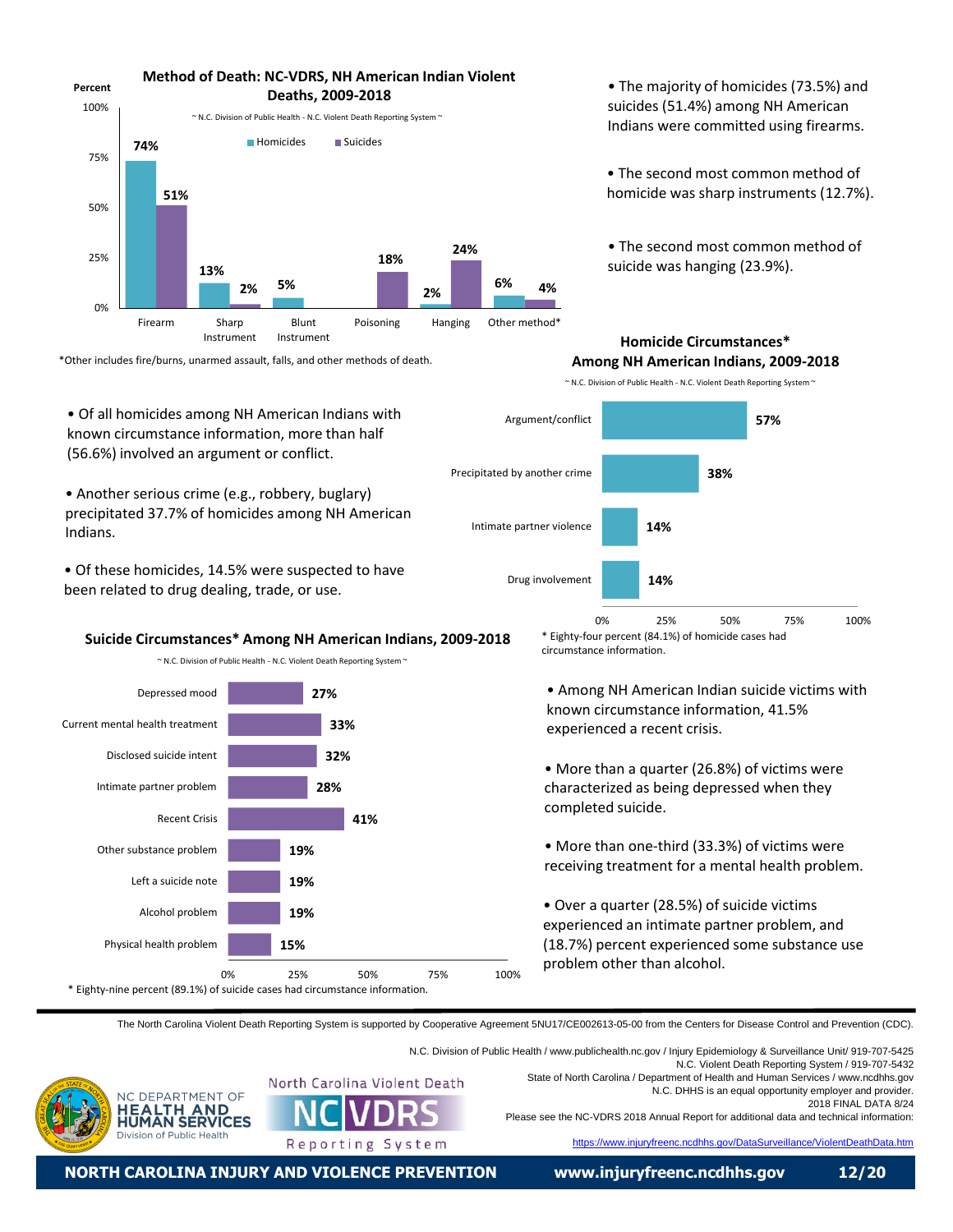**Method of Death: NC-VDRS, NH American Indian Violent Deaths, 2009-2018**

~ N.C. Division of Public Health - N.C. Violent Death Reporting System ~

Percent

100%
75%
50%
25%
0%

Homicides
Suicides

74%
51%
13%
2%
5%
18%
2%
24%
6%
4%

Firearm
Sharp Instrument
Blunt Instrument
Poisoning
Hanging
Other method*

*Other includes fire/burns, unarmed assault, falls, and other methods of death.

- The majority of homicides (73.5%) and suicides (51.4%) among NH American Indians were committed using firearms.

- The second most common method of homicide was sharp instruments (12.7%).

- The second most common method of suicide was hanging (23.9%).

**Homicide Circumstances* Among NH American Indians, 2009-2018**

~ N.C. Division of Public Health - N.C. Violent Death Reporting System ~

Argument/conflict 57%
Precipitated by another crime 38%
Intimate partner violence 14%
Drug involvement 14%

0%
25%
50%
75%
100%

* Eighty-four percent (84.1%) of homicide cases had circumstance information.

- Of all homicides among NH American Indians with known circumstance information, more than half (56.6%) involved an argument or conflict.

- Another serious crime (e.g., robbery, buglary) precipitated 37.7% of homicides among NH American Indians.

- Of these homicides, 14.5% were suspected to have been related to drug dealing, trade, or use.

**Suicide Circumstances* Among NH American Indians, 2009-2018**

~ N.C. Division of Public Health - N.C. Violent Death Reporting System ~

Depressed mood 27%
Current mental health treatment 33%
Disclosed suicide intent 32%
Intimate partner problem 28%
Recent Crisis 41%
Other substance problem 19%
Left a suicide note 19%
Alcohol problem 19%
Physical health problem 15%

0%
25%
50%
75%
100%

* Eighty-nine percent (89.1%) of suicide cases had circumstance information.

- Among NH American Indian suicide victims with known circumstance information, 41.5% experienced a recent crisis.

- More than a quarter (26.8%) of victims were characterized as being depressed when they completed suicide.

- More than one-third (33.3%) of victims were receiving treatment for a mental health problem.

- Over a quarter (28.5%) of suicide victims experienced an intimate partner problem, and (18.7%) percent experienced some substance use problem other than alcohol.

The North Carolina Violent Death Reporting System is supported by Cooperative Agreement 5NU17/CE002613-05-00 from the Centers for Disease Control and Prevention (CDC).

N.C. Division of Public Health / www.publichealth.nc.gov / Injury Epidemiology & Surveillance Unit/ 919-707-5425
N.C. Violent Death Reporting System / 919-707-5432
State of North Carolina / Department of Health and Human Services / www.ncdhhs.gov
N.C. DHHS is an equal opportunity employer and provider.
2018 FINAL DATA 8/24
Please see the NC-VDRS 2018 Annual Report for additional data and technical information:
https://www.injuryfreenc.ncdhhs.gov/DataSurveillance/ViolentDeathData.htm

NC DEPARTMENT OF HEALTH AND HUMAN SERVICES Division of Public Health

North Carolina Violent Death NC VDRS Reporting System

NORTH CAROLINA INJURY AND VIOLENCE PREVENTION www.injuryfreenc.ncdhhs.gov